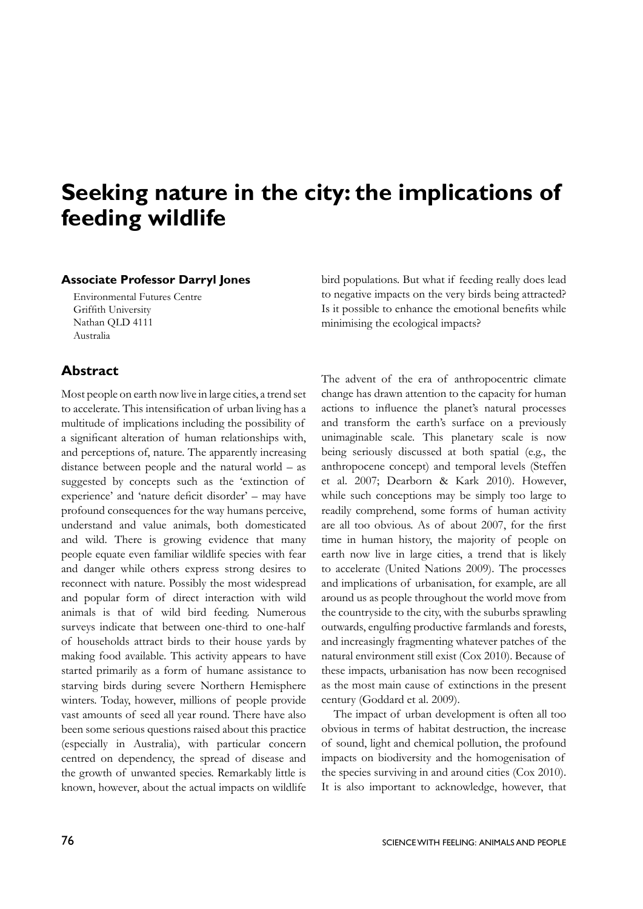# Seeking nature in the city: the implications of feeding wildlife

**Associate Professor Darryl Jones**

Environmental Futures Centre
Griffith University
Nathan QLD 4111
Australia

## Abstract

Most people on earth now live in large cities, a trend set to accelerate. This intensification of urban living has a multitude of implications including the possibility of a significant alteration of human relationships with, and perceptions of, nature. The apparently increasing distance between people and the natural world – as suggested by concepts such as the 'extinction of experience' and 'nature deficit disorder' – may have profound consequences for the way humans perceive, understand and value animals, both domesticated and wild. There is growing evidence that many people equate even familiar wildlife species with fear and danger while others express strong desires to reconnect with nature. Possibly the most widespread and popular form of direct interaction with wild animals is that of wild bird feeding. Numerous surveys indicate that between one-third to one-half of households attract birds to their house yards by making food available. This activity appears to have started primarily as a form of humane assistance to starving birds during severe Northern Hemisphere winters. Today, however, millions of people provide vast amounts of seed all year round. There have also been some serious questions raised about this practice (especially in Australia), with particular concern centred on dependency, the spread of disease and the growth of unwanted species. Remarkably little is known, however, about the actual impacts on wildlife bird populations. But what if feeding really does lead to negative impacts on the very birds being attracted? Is it possible to enhance the emotional benefits while minimising the ecological impacts?

The advent of the era of anthropocentric climate change has drawn attention to the capacity for human actions to influence the planet's natural processes and transform the earth's surface on a previously unimaginable scale. This planetary scale is now being seriously discussed at both spatial (e.g., the anthropocene concept) and temporal levels (Steffen et al. 2007; Dearborn & Kark 2010). However, while such conceptions may be simply too large to readily comprehend, some forms of human activity are all too obvious. As of about 2007, for the first time in human history, the majority of people on earth now live in large cities, a trend that is likely to accelerate (United Nations 2009). The processes and implications of urbanisation, for example, are all around us as people throughout the world move from the countryside to the city, with the suburbs sprawling outwards, engulfing productive farmlands and forests, and increasingly fragmenting whatever patches of the natural environment still exist (Cox 2010). Because of these impacts, urbanisation has now been recognised as the most main cause of extinctions in the present century (Goddard et al. 2009).

The impact of urban development is often all too obvious in terms of habitat destruction, the increase of sound, light and chemical pollution, the profound impacts on biodiversity and the homogenisation of the species surviving in and around cities (Cox 2010). It is also important to acknowledge, however, that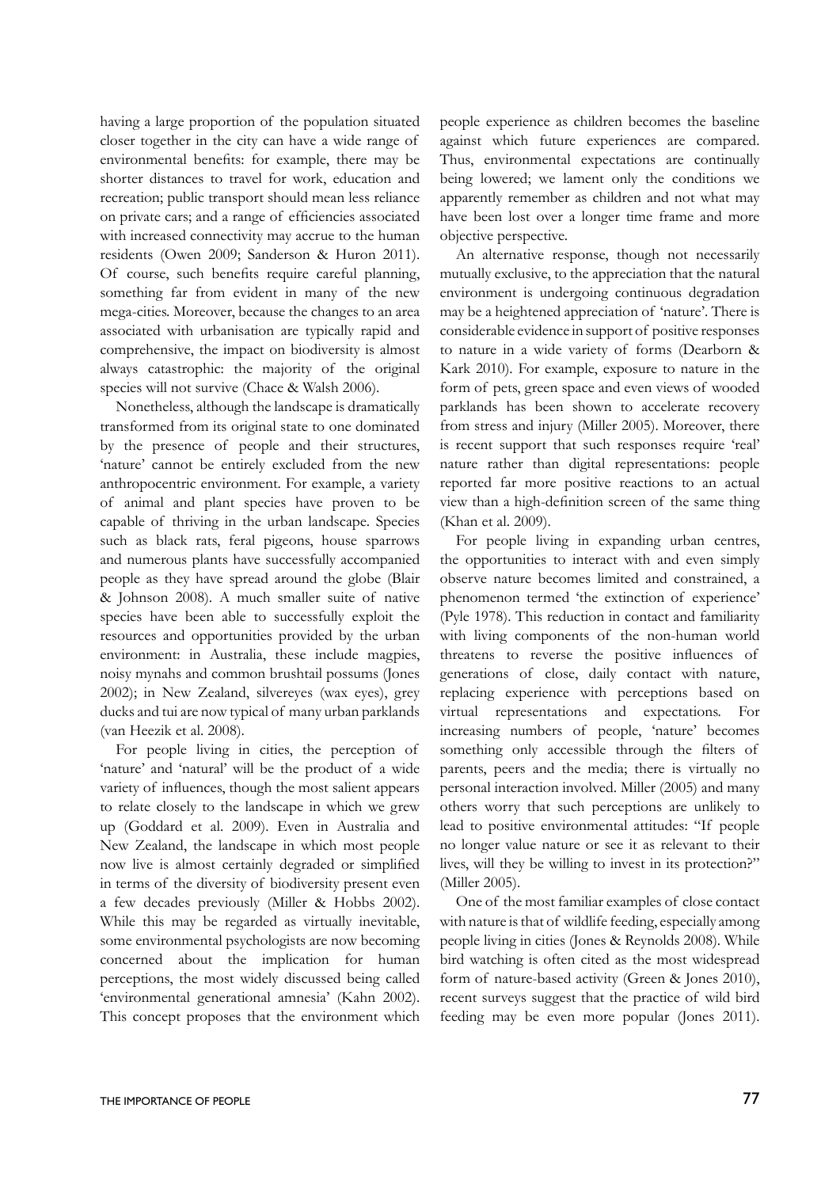having a large proportion of the population situated closer together in the city can have a wide range of environmental benefits: for example, there may be shorter distances to travel for work, education and recreation; public transport should mean less reliance on private cars; and a range of efficiencies associated with increased connectivity may accrue to the human residents (Owen 2009; Sanderson & Huron 2011). Of course, such benefits require careful planning, something far from evident in many of the new mega-cities. Moreover, because the changes to an area associated with urbanisation are typically rapid and comprehensive, the impact on biodiversity is almost always catastrophic: the majority of the original species will not survive (Chace & Walsh 2006).

Nonetheless, although the landscape is dramatically transformed from its original state to one dominated by the presence of people and their structures, 'nature' cannot be entirely excluded from the new anthropocentric environment. For example, a variety of animal and plant species have proven to be capable of thriving in the urban landscape. Species such as black rats, feral pigeons, house sparrows and numerous plants have successfully accompanied people as they have spread around the globe (Blair & Johnson 2008). A much smaller suite of native species have been able to successfully exploit the resources and opportunities provided by the urban environment: in Australia, these include magpies, noisy mynahs and common brushtail possums (Jones 2002); in New Zealand, silvereyes (wax eyes), grey ducks and tui are now typical of many urban parklands (van Heezik et al. 2008).

For people living in cities, the perception of 'nature' and 'natural' will be the product of a wide variety of influences, though the most salient appears to relate closely to the landscape in which we grew up (Goddard et al. 2009). Even in Australia and New Zealand, the landscape in which most people now live is almost certainly degraded or simplified in terms of the diversity of biodiversity present even a few decades previously (Miller & Hobbs 2002). While this may be regarded as virtually inevitable, some environmental psychologists are now becoming concerned about the implication for human perceptions, the most widely discussed being called 'environmental generational amnesia' (Kahn 2002). This concept proposes that the environment which people experience as children becomes the baseline against which future experiences are compared. Thus, environmental expectations are continually being lowered; we lament only the conditions we apparently remember as children and not what may have been lost over a longer time frame and more objective perspective.

An alternative response, though not necessarily mutually exclusive, to the appreciation that the natural environment is undergoing continuous degradation may be a heightened appreciation of 'nature'. There is considerable evidence in support of positive responses to nature in a wide variety of forms (Dearborn & Kark 2010). For example, exposure to nature in the form of pets, green space and even views of wooded parklands has been shown to accelerate recovery from stress and injury (Miller 2005). Moreover, there is recent support that such responses require 'real' nature rather than digital representations: people reported far more positive reactions to an actual view than a high-definition screen of the same thing (Khan et al. 2009).

For people living in expanding urban centres, the opportunities to interact with and even simply observe nature becomes limited and constrained, a phenomenon termed 'the extinction of experience' (Pyle 1978). This reduction in contact and familiarity with living components of the non-human world threatens to reverse the positive influences of generations of close, daily contact with nature, replacing experience with perceptions based on virtual representations and expectations. For increasing numbers of people, 'nature' becomes something only accessible through the filters of parents, peers and the media; there is virtually no personal interaction involved. Miller (2005) and many others worry that such perceptions are unlikely to lead to positive environmental attitudes: "If people no longer value nature or see it as relevant to their lives, will they be willing to invest in its protection?" (Miller 2005).

One of the most familiar examples of close contact with nature is that of wildlife feeding, especially among people living in cities (Jones & Reynolds 2008). While bird watching is often cited as the most widespread form of nature-based activity (Green & Jones 2010), recent surveys suggest that the practice of wild bird feeding may be even more popular (Jones 2011).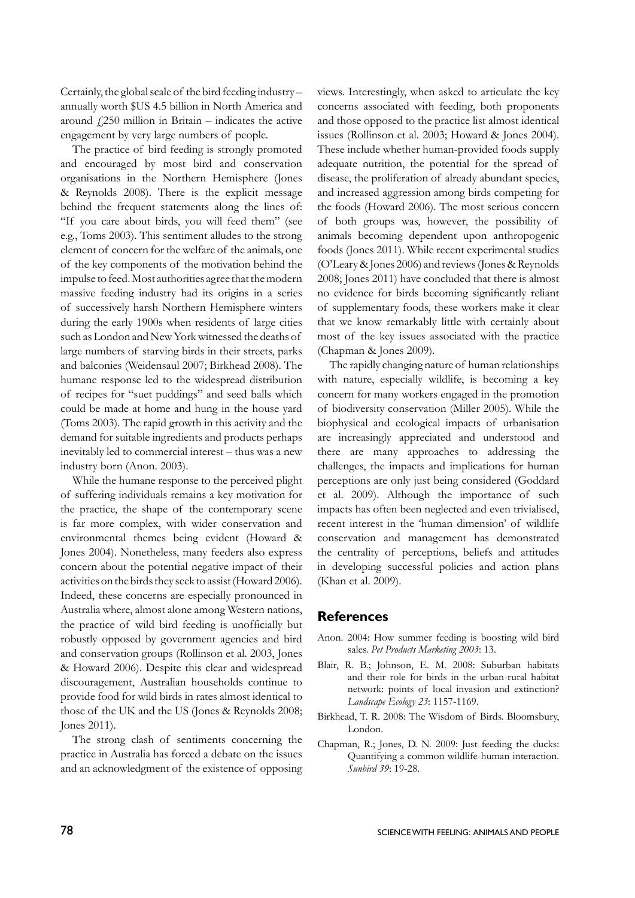Certainly, the global scale of the bird feeding industry – annually worth $US 4.5 billion in North America and around £250 million in Britain – indicates the active engagement by very large numbers of people.

The practice of bird feeding is strongly promoted and encouraged by most bird and conservation organisations in the Northern Hemisphere (Jones & Reynolds 2008). There is the explicit message behind the frequent statements along the lines of: "If you care about birds, you will feed them" (see e.g., Toms 2003). This sentiment alludes to the strong element of concern for the welfare of the animals, one of the key components of the motivation behind the impulse to feed. Most authorities agree that the modern massive feeding industry had its origins in a series of successively harsh Northern Hemisphere winters during the early 1900s when residents of large cities such as London and New York witnessed the deaths of large numbers of starving birds in their streets, parks and balconies (Weidensaul 2007; Birkhead 2008). The humane response led to the widespread distribution of recipes for "suet puddings" and seed balls which could be made at home and hung in the house yard (Toms 2003). The rapid growth in this activity and the demand for suitable ingredients and products perhaps inevitably led to commercial interest – thus was a new industry born (Anon. 2003).

While the humane response to the perceived plight of suffering individuals remains a key motivation for the practice, the shape of the contemporary scene is far more complex, with wider conservation and environmental themes being evident (Howard & Jones 2004). Nonetheless, many feeders also express concern about the potential negative impact of their activities on the birds they seek to assist (Howard 2006). Indeed, these concerns are especially pronounced in Australia where, almost alone among Western nations, the practice of wild bird feeding is unofficially but robustly opposed by government agencies and bird and conservation groups (Rollinson et al. 2003, Jones & Howard 2006). Despite this clear and widespread discouragement, Australian households continue to provide food for wild birds in rates almost identical to those of the UK and the US (Jones & Reynolds 2008; Jones 2011).

The strong clash of sentiments concerning the practice in Australia has forced a debate on the issues and an acknowledgment of the existence of opposing views. Interestingly, when asked to articulate the key concerns associated with feeding, both proponents and those opposed to the practice list almost identical issues (Rollinson et al. 2003; Howard & Jones 2004). These include whether human-provided foods supply adequate nutrition, the potential for the spread of disease, the proliferation of already abundant species, and increased aggression among birds competing for the foods (Howard 2006). The most serious concern of both groups was, however, the possibility of animals becoming dependent upon anthropogenic foods (Jones 2011). While recent experimental studies (O'Leary & Jones 2006) and reviews (Jones & Reynolds 2008; Jones 2011) have concluded that there is almost no evidence for birds becoming significantly reliant of supplementary foods, these workers make it clear that we know remarkably little with certainly about most of the key issues associated with the practice (Chapman & Jones 2009).

The rapidly changing nature of human relationships with nature, especially wildlife, is becoming a key concern for many workers engaged in the promotion of biodiversity conservation (Miller 2005). While the biophysical and ecological impacts of urbanisation are increasingly appreciated and understood and there are many approaches to addressing the challenges, the impacts and implications for human perceptions are only just being considered (Goddard et al. 2009). Although the importance of such impacts has often been neglected and even trivialised, recent interest in the 'human dimension' of wildlife conservation and management has demonstrated the centrality of perceptions, beliefs and attitudes in developing successful policies and action plans (Khan et al. 2009).

## References

Anon. 2004: How summer feeding is boosting wild bird sales. *Pet Products Marketing 2003*: 13.

Blair, R. B.; Johnson, E. M. 2008: Suburban habitats and their role for birds in the urban-rural habitat network: points of local invasion and extinction? *Landscape Ecology 23*: 1157-1169.

Birkhead, T. R. 2008: The Wisdom of Birds. Bloomsbury, London.

Chapman, R.; Jones, D. N. 2009: Just feeding the ducks: Quantifying a common wildlife-human interaction. *Sunbird 39*: 19-28.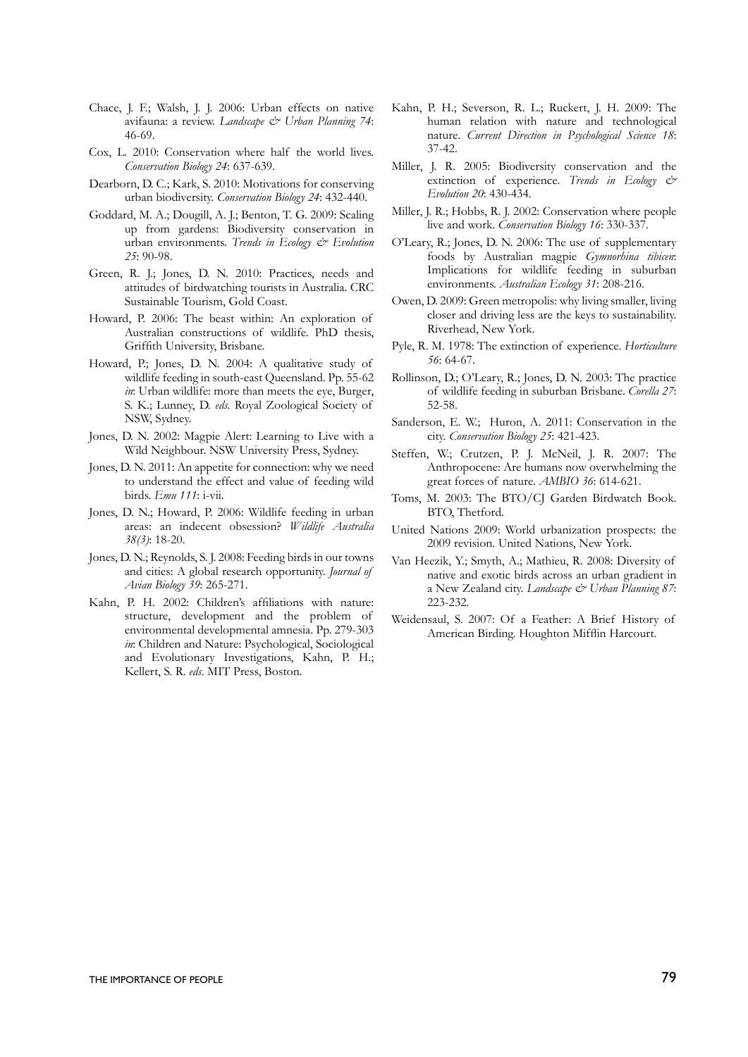Chace, J. F.; Walsh, J. J. 2006: Urban effects on native avifauna: a review. *Landscape & Urban Planning 74*: 46-69.

Cox, L. 2010: Conservation where half the world lives. *Conservation Biology 24*: 637-639.

Dearborn, D. C.; Kark, S. 2010: Motivations for conserving urban biodiversity. *Conservation Biology 24*: 432-440.

Goddard, M. A.; Dougill, A. J.; Benton, T. G. 2009: Scaling up from gardens: Biodiversity conservation in urban environments. *Trends in Ecology & Evolution 25*: 90-98.

Green, R. J.; Jones, D. N. 2010: Practices, needs and attitudes of birdwatching tourists in Australia. CRC Sustainable Tourism, Gold Coast.

Howard, P. 2006: The beast within: An exploration of Australian constructions of wildlife. PhD thesis, Griffith University, Brisbane.

Howard, P.; Jones, D. N. 2004: A qualitative study of wildlife feeding in south-east Queensland. Pp. 55-62 *in*: Urban wildlife: more than meets the eye, Burger, S. K.; Lunney, D. *eds*. Royal Zoological Society of NSW, Sydney.

Jones, D. N. 2002: Magpie Alert: Learning to Live with a Wild Neighbour. NSW University Press, Sydney.

Jones, D. N. 2011: An appetite for connection: why we need to understand the effect and value of feeding wild birds. *Emu 111*: i-vii.

Jones, D. N.; Howard, P. 2006: Wildlife feeding in urban areas: an indecent obsession? *Wildlife Australia 38(3)*: 18-20.

Jones, D. N.; Reynolds, S. J. 2008: Feeding birds in our towns and cities: A global research opportunity. *Journal of Avian Biology 39*: 265-271.

Kahn, P. H. 2002: Children's affiliations with nature: structure, development and the problem of environmental developmental amnesia. Pp. 279-303 *in*: Children and Nature: Psychological, Sociological and Evolutionary Investigations, Kahn, P. H.; Kellert, S. R. *eds*. MIT Press, Boston.

Kahn, P. H.; Severson, R. L.; Ruckert, J. H. 2009: The human relation with nature and technological nature. *Current Direction in Psychological Science 18*: 37-42.

Miller, J. R. 2005: Biodiversity conservation and the extinction of experience. *Trends in Ecology & Evolution 20*: 430-434.

Miller, J. R.; Hobbs, R. J. 2002: Conservation where people live and work. *Conservation Biology 16*: 330-337.

O'Leary, R.; Jones, D. N. 2006: The use of supplementary foods by Australian magpie *Gymnorhina tibicen*: Implications for wildlife feeding in suburban environments. *Australian Ecology 31*: 208-216.

Owen, D. 2009: Green metropolis: why living smaller, living closer and driving less are the keys to sustainability. Riverhead, New York.

Pyle, R. M. 1978: The extinction of experience. *Horticulture 56*: 64-67.

Rollinson, D.; O'Leary, R.; Jones, D. N. 2003: The practice of wildlife feeding in suburban Brisbane. *Corella 27*: 52-58.

Sanderson, E. W.; Huron, A. 2011: Conservation in the city. *Conservation Biology 25*: 421-423.

Steffen, W.; Crutzen, P. J. McNeil, J. R. 2007: The Anthropocene: Are humans now overwhelming the great forces of nature. *AMBIO 36*: 614-621.

Toms, M. 2003: The BTO/CJ Garden Birdwatch Book. BTO, Thetford.

United Nations 2009: World urbanization prospects: the 2009 revision. United Nations, New York.

Van Heezik, Y.; Smyth, A.; Mathieu, R. 2008: Diversity of native and exotic birds across an urban gradient in a New Zealand city. *Landscape & Urban Planning 87*: 223-232.

Weidensaul, S. 2007: Of a Feather: A Brief History of American Birding. Houghton Mifflin Harcourt.